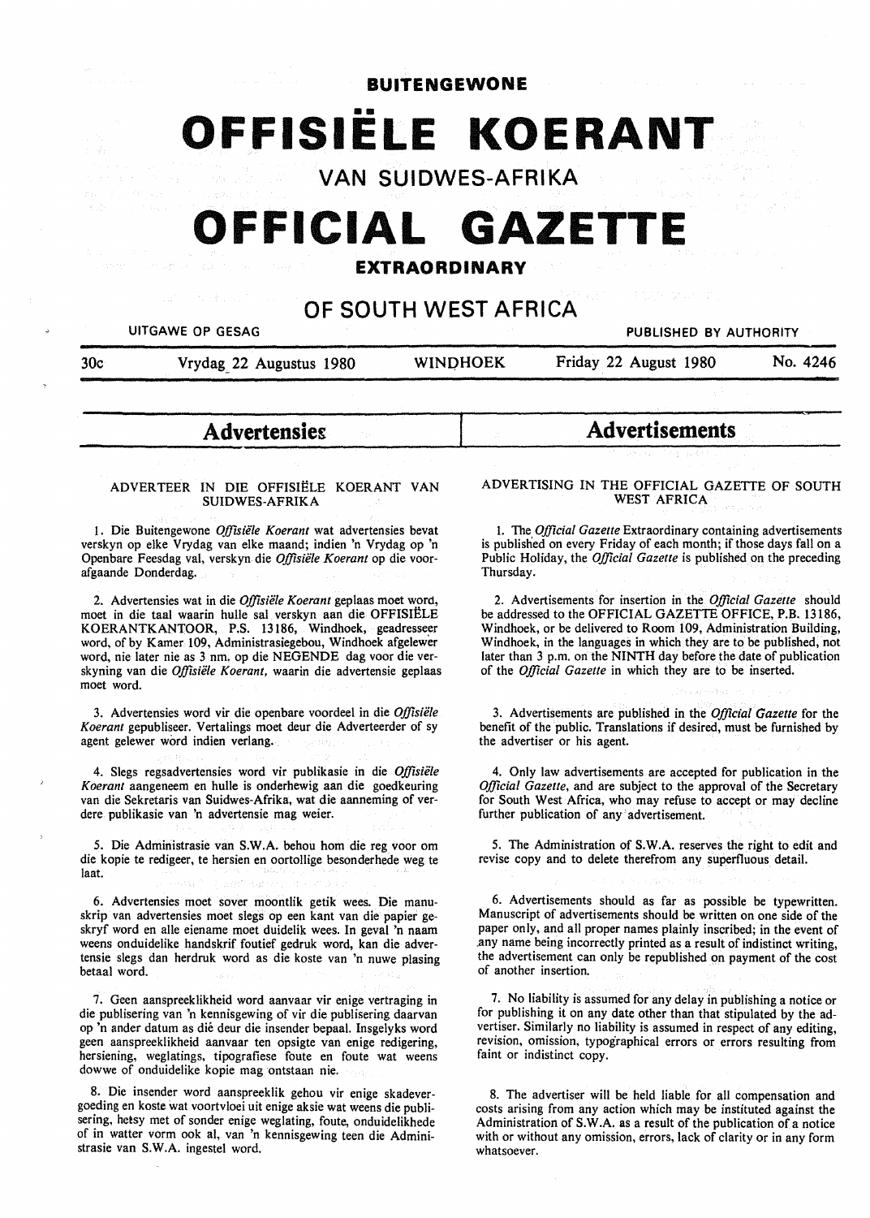# BUITENGEWONE

# OFFISIËLE KOERANT

## VAN SUIDWES-AFRIKA

# OFFICIAL GAZETTE

## EXTRAORDINARY

## OF SOUTH WEST AFRICA

UITGAWE OP GESAG — PUBLISHED BY AUTHORITY

30c — Vrydag 22 Augustus 1980 — WINDHOEK — Friday 22 August 1980 — No. 4246

## Advertensies

### ADVERTEER IN DIE OFFISIËLE KOERANT VAN SUIDWES-AFRIKA

1. Die Buitengewone *Offisiële Koerant* wat advertensies bevat verskyn op elke Vrydag van elke maand; indien 'n Vrydag op 'n Openbare Feesdag val, verskyn die *Offisiële Koerant* op die voorafgaande Donderdag.

2. Advertensies wat in die *Offisiële Koerant* geplaas moet word, moet in die taal waarin hulle sal verskyn aan die OFFISIËLE KOERANTKANTOOR, P.S. 13186, Windhoek, geadresseer word, of by Kamer 109, Administrasiegebou, Windhoek afgelewer word, nie later nie as 3 nm. op die NEGENDE dag voor die verskyning van die *Offisiële Koerant*, waarin die advertensie geplaas moet word.

3. Advertensies word vir die openbare voordeel in die *Offisiële Koerant* gepubliseer. Vertalings moet deur die Adverteerder of sy agent gelewer word indien verlang.

4. Slegs regsadvertensies word vir publikasie in die *Offisiële Koerant* aangeneem en hulle is onderhewig aan die goedkeuring van die Sekretaris van Suidwes-Afrika, wat die aanneming of verdere publikasie van 'n advertensie mag weier.

5. Die Administrasie van S.W.A. behou hom die reg voor om die kopie te redigeer, te hersien en oortollige besonderhede weg te laat.

6. Advertensies moet sover moontlik getik wees. Die manuskrip van advertensies moet slegs op een kant van die papier geskryf word en alle eiename moet duidelik wees. In geval 'n naam weens onduidelike handskrif foutief gedruk word, kan die advertensie slegs dan herdruk word as die koste van 'n nuwe plasing betaal word.

7. Geen aanspreeklikheid word aanvaar vir enige vertraging in die publisering van 'n kennisgewing of vir die publisering daarvan op 'n ander datum as dié deur die insender bepaal. Insgelyks word geen aanspreeklikheid aanvaar ten opsigte van enige redigering, hersiening, weglatings, tipografiese foute en foute wat weens dowwe of onduidelike kopie mag ontstaan nie.

8. Die insender word aanspreeklik gehou vir enige skadevergoeding en koste wat voortvloei uit enige aksie wat weens die publisering, hetsy met of sonder enige weglating, foute, onduidelikhede of in watter vorm ook al, van 'n kennisgewing teen die Administrasie van S.W.A. ingestel word.

## Advertisements

### ADVERTISING IN THE OFFICIAL GAZETTE OF SOUTH WEST AFRICA

1. The *Official Gazette* Extraordinary containing advertisements is published on every Friday of each month; if those days fall on a Public Holiday, the *Official Gazette* is published on the preceding Thursday.

2. Advertisements for insertion in the *Official Gazette* should be addressed to the OFFICIAL GAZETTE OFFICE, P.B. 13186, Windhoek, or be delivered to Room 109, Administration Building, Windhoek, in the languages in which they are to be published, not later than 3 p.m. on the NINTH day before the date of publication of the *Official Gazette* in which they are to be inserted.

3. Advertisements are published in the *Official Gazette* for the benefit of the public. Translations if desired, must be furnished by the advertiser or his agent.

4. Only law advertisements are accepted for publication in the *Official Gazette*, and are subject to the approval of the Secretary for South West Africa, who may refuse to accept or may decline further publication of any advertisement.

5. The Administration of S.W.A. reserves the right to edit and revise copy and to delete therefrom any superfluous detail.

6. Advertisements should as far as possible be typewritten. Manuscript of advertisements should be written on one side of the paper only, and all proper names plainly inscribed; in the event of any name being incorrectly printed as a result of indistinct writing, the advertisement can only be republished on payment of the cost of another insertion.

7. No liability is assumed for any delay in publishing a notice or for publishing it on any date other than that stipulated by the advertiser. Similarly no liability is assumed in respect of any editing, revision, omission, typographical errors or errors resulting from faint or indistinct copy.

8. The advertiser will be held liable for all compensation and costs arising from any action which may be instituted against the Administration of S.W.A. as a result of the publication of a notice with or without any omission, errors, lack of clarity or in any form whatsoever.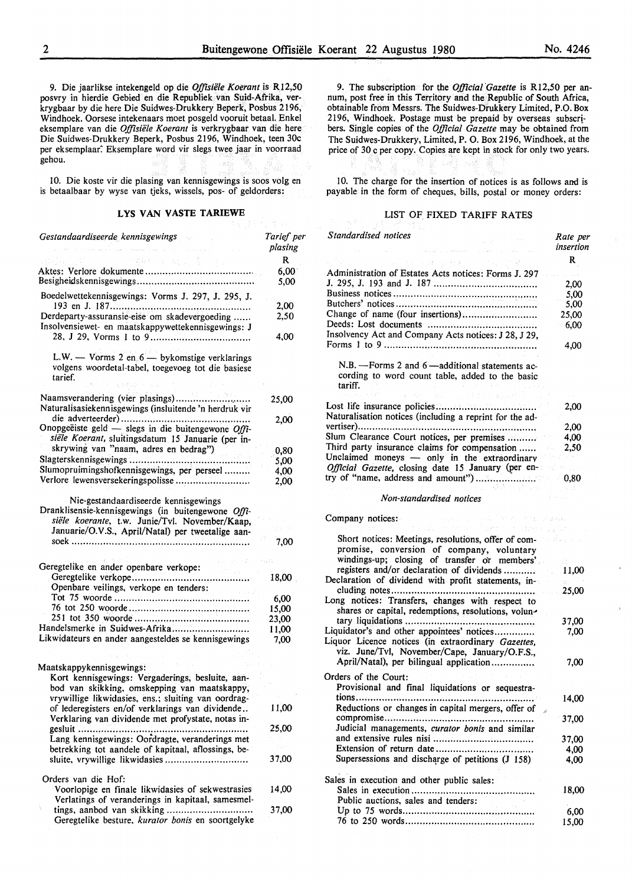9. Die jaarlikse intekengeld op die *Offisiële Koerant* is R12,50 posvry in hierdie Gebied en die Republiek van Suid-Afrika, verkrygbaar by die here Die Suidwes-Drukkery Beperk, Posbus 2196, Windhoek. Oorsese intekenaars moet posgeld vooruit betaal. Enkel eksemplare van die *Offisiële Koerant* is verkrygbaar van die here Die Suidwes-Drukkery Beperk, Posbus 2196, Windhoek, teen 30c per eksemplaar. Eksemplare word vir slegs twee jaar in voorraad gehou.

10. Die koste vir die plasing van kennisgewings is soos volg en is betaalbaar by wyse van tjeks, wissels, pos- of geldorders:

## LYS VAN VASTE TARIEWE

| *Gestandaardiseerde kennisgewings* | *Tarief per plasing* |
|---|---|
| | R |
| Aktes: Verlore dokumente | 6,00 |
| Besigheidskennisgewings | 5,00 |
| Boedelwettekennisgewings: Vorms J. 297, J. 295, J. 193 en J. 187 | 2,00 |
| Derdeparty-assuransie-eise om skadevergoeding | 2,50 |
| Insolvensiewet- en maatskappywettekennisgewings: J 28, J 29, Vorms 1 to 9 | 4,00 |
| L.W. — Vorms 2 en 6 — bykomstige verklarings volgens woordetal-tabel, toegevoeg tot die basiese tarief. | |
| Naamsverandering (vier plasings) | 25,00 |
| Naturalisasiekennisgewings (insluitende 'n herdruk vir die adverteerder) | 2,00 |
| Onopgeëiste geld — slegs in die buitengewone *Offisiële Koerant*, sluitingsdatum 15 Januarie (per inskrywing van "naam, adres en bedrag") | 0,80 |
| Slagterskennisgewings | 5,00 |
| Slumopruimingshofkennisgewings, per perseel | 4,00 |
| Verlore lewensversekeringspolisse | 2,00 |
| Nie-gestandaardiseerde kennisgewings | |
| Dranklisensie-kennisgewings (in buitengewone *Offisiële koerante*, t.w. Junie/Tvl. November/Kaap, Januarie/O.V.S., April/Natal) per tweetalige aansoek | 7,00 |
| Geregtelike en ander openbare verkope: | |
| Geregtelike verkope | 18,00 |
| Openbare veilings, verkope en tenders: | |
| Tot 75 woorde | 6,00 |
| 76 tot 250 woorde | 15,00 |
| 251 tot 350 woorde | 23,00 |
| Handelsmerke in Suidwes-Afrika | 11,00 |
| Likwidateurs en ander aangesteldes se kennisgewings | 7,00 |
| Maatskappykennisgewings: | |
| Kort kennisgewings: Vergaderings, besluite, aanbod van skikking, omskepping van maatskappy, vrywillige likwidasies, ens.; sluiting van oordrag- of lederegisters en/of verklarings van dividende | 11,00 |
| Verklaring van dividende met profystate, notas ingesluit | 25,00 |
| Lang kennisgewings: Oordragte, veranderings met betrekking tot aandele of kapitaal, aflossings, besluite, vrywillige likwidasies | 37,00 |
| Orders van die Hof: | |
| Voorlopige en finale likwidasies of sekwestrasies | 14,00 |
| Verlatings of veranderings in kapitaal, samesmeltings, aanbod van skikking | 37,00 |
| Geregtelike besture, *kurator bonis* en soortgelyke | |

9. The subscription for the *Official Gazette* is R12,50 per annum, post free in this Territory and the Republic of South Africa, obtainable from Messrs. The Suidwes-Drukkery Limited, P.O. Box 2196, Windhoek. Postage must be prepaid by overseas subscribers. Single copies of the *Official Gazette* may be obtained from The Suidwes-Drukkery, Limited, P. O. Box 2196, Windhoek, at the price of 30 c per copy. Copies are kept in stock for only two years.

10. The charge for the insertion of notices is as follows and is payable in the form of cheques, bills, postal or money orders:

## LIST OF FIXED TARIFF RATES

| *Standardised notices* | *Rate per insertion* |
|---|---|
| | R |
| Administration of Estates Acts notices: Forms J. 297 J. 295, J. 193 and J. 187 | 2,00 |
| Business notices | 5,00 |
| Butchers' notices | 5,00 |
| Change of name (four insertions) | 25,00 |
| Deeds: Lost documents | 6,00 |
| Insolvency Act and Company Acts notices: J 28, J 29, Forms 1 to 9 | 4,00 |
| N.B. —Forms 2 and 6 —additional statements according to word count table, added to the basic tariff. | |
| Lost life insurance policies | 2,00 |
| Naturalisation notices (including a reprint for the advertiser) | 2,00 |
| Slum Clearance Court notices, per premises | 4,00 |
| Third party insurance claims for compensation | 2,50 |
| Unclaimed moneys — only in the extraordinary *Official Gazette*, closing date 15 January (per entry of "name, address and amount") | 0,80 |
| *Non-standardised notices* | |
| Company notices: | |
| Short notices: Meetings, resolutions, offer of compromise, conversion of company, voluntary windings-up; closing of transfer or members' registers and/or declaration of dividends | 11,00 |
| Declaration of dividend with profit statements, including notes | 25,00 |
| Long notices: Transfers, changes with respect to shares or capital, redemptions, resolutions, voluntary liquidations | 37,00 |
| Liquidator's and other appointees' notices | 7,00 |
| Liquor Licence notices (in extraordinary *Gazettes*, viz. June/Tvl, November/Cape, January/O.F.S., April/Natal), per bilingual application | 7,00 |
| Orders of the Court: | |
| Provisional and final liquidations or sequestrations | 14,00 |
| Reductions or changes in capital mergers, offer of compromise | 37,00 |
| Judicial managements, *curator bonis* and similar and extensive rules nisi | 37,00 |
| Extension of return date | 4,00 |
| Supersessions and discharge of petitions (J 158) | 4,00 |
| Sales in execution and other public sales: | |
| Sales in execution | 18,00 |
| Public auctions, sales and tenders: | |
| Up to 75 words | 6,00 |
| 76 to 250 words | 15,00 |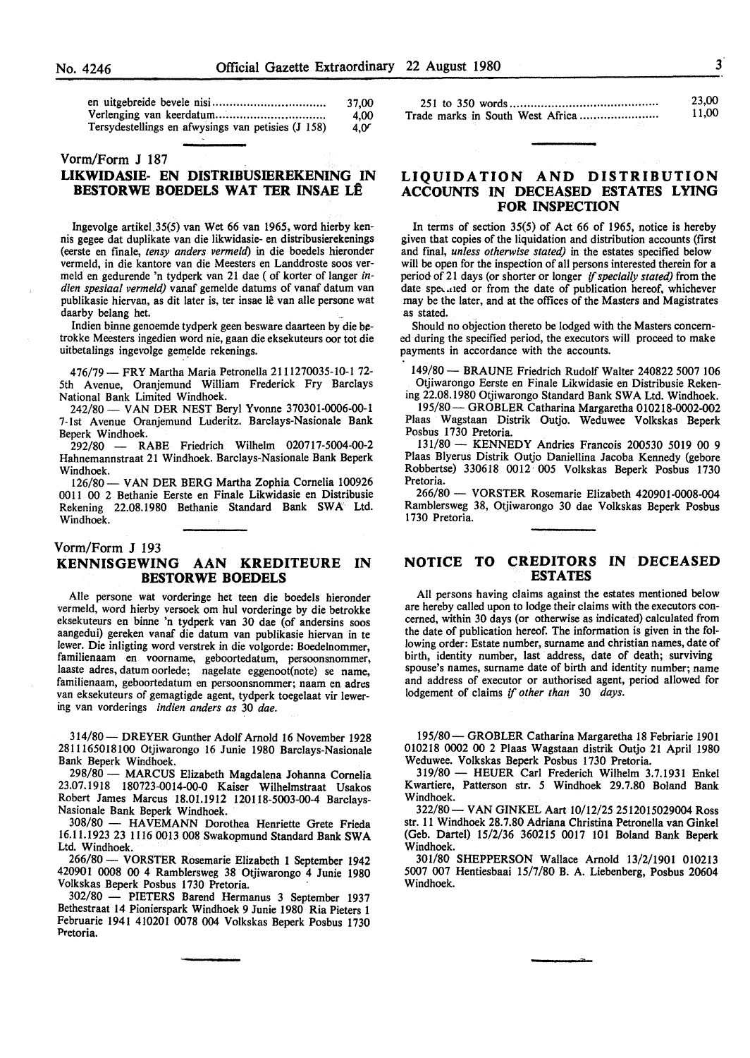| | |
|---|---|
| en uitgebreide bevele nisi | 37,00 |
| Verlenging van keerdatum | 4,00 |
| Tersydestellings en afwysings van petisies (J 158) | 4,0' |

## Vorm/Form J 187

### LIKWIDASIE- EN DISTRIBUSIEREKENING IN BESTORWE BOEDELS WAT TER INSAE LÊ

Ingevolge artikel 35(5) van Wet 66 van 1965, word hierby kennis gegee dat duplikate van die likwidasie- en distribusierekenings (eerste en finale, *tensy anders vermeld*) in die boedels hieronder vermeld, in die kantore van die Meesters en Landdroste soos vermeld en gedurende 'n tydperk van 21 dae (of korter of langer *indien spesiaal vermeld*) vanaf gemelde datums of vanaf datum van publikasie hiervan, as dit later is, ter insae lê van alle persone wat daarby belang het.

Indien binne genoemde tydperk geen besware daarteen by die betrokke Meesters ingedien word nie, gaan die eksekuteurs oor tot die uitbetalings ingevolge gemelde rekenings.

476/79 — FRY Martha Maria Petronella 2111270035-10-1 72-5th Avenue, Oranjemund William Frederick Fry Barclays National Bank Limited Windhoek.

242/80 — VAN DER NEST Beryl Yvonne 370301-0006-00-1 7-1st Avenue Oranjemund Luderitz. Barclays-Nasionale Bank Beperk Windhoek.

292/80 — RABE Friedrich Wilhelm 020717-5004-00-2 Hahnemannstraat 21 Windhoek. Barclays-Nasionale Bank Beperk Windhoek.

126/80 — VAN DER BERG Martha Zophia Cornelia 100926 0011 00 2 Bethanie Eerste en Finale Likwidasie en Distribusie Rekening 22.08.1980 Bethanie Standard Bank SWA Ltd. Windhoek.

## Vorm/Form J 193

### KENNISGEWING AAN KREDITEURE IN BESTORWE BOEDELS

Alle persone wat vorderinge het teen die boedels hieronder vermeld, word hierby versoek om hul vorderinge by die betrokke eksekuteurs en binne 'n tydperk van 30 dae (of andersins soos aangedui) gereken vanaf die datum van publikasie hiervan in te lewer. Die inligting word verstrek in die volgorde: Boedelnommer, familienaam en voorname, geboortedatum, persoonsnommer, laaste adres, datum oorlede; nagelate eggenoot(note) se name, familienaam, geboortedatum en persoonsnommer; naam en adres van eksekuteurs of gemagtigde agent, tydperk toegelaat vir lewering van vorderings *indien anders as* 30 *dae*.

314/80 — DREYER Gunther Adolf Arnold 16 November 1928 2811165018100 Otjiwarongo 16 Junie 1980 Barclays-Nasionale Bank Beperk Windhoek.

298/80 — MARCUS Elizabeth Magdalena Johanna Cornelia 23.07.1918 180723-0014-00-0 Kaiser Wilhelmstraat Usakos Robert James Marcus 18.01.1912 120118-5003-00-4 Barclays-Nasionale Bank Beperk Windhoek.

308/80 — HAVEMANN Dorothea Henriette Grete Frieda 16.11.1923 23 1116 0013 008 Swakopmund Standard Bank SWA Ltd. Windhoek.

266/80 — VORSTER Rosemarie Elizabeth 1 September 1942 420901 0008 00 4 Ramblersweg 38 Otjiwarongo 4 Junie 1980 Volkskas Beperk Posbus 1730 Pretoria.

302/80 — PIETERS Barend Hermanus 3 September 1937 Bethestraat 14 Pionierspark Windhoek 9 Junie 1980 Ria Pieters 1 Februarie 1941 410201 0078 004 Volkskas Beperk Posbus 1730 Pretoria.

| | |
|---|---|
| 251 to 350 words | 23,00 |
| Trade marks in South West Africa | 11,00 |

### LIQUIDATION AND DISTRIBUTION ACCOUNTS IN DECEASED ESTATES LYING FOR INSPECTION

In terms of section 35(5) of Act 66 of 1965, notice is hereby given that copies of the liquidation and distribution accounts (first and final, *unless otherwise stated*) in the estates specified below will be open for the inspection of all persons interested therein for a period of 21 days (or shorter or longer *if specially stated*) from the date specified or from the date of publication hereof, whichever may be the later, and at the offices of the Masters and Magistrates as stated.

Should no objection thereto be lodged with the Masters concerned during the specified period, the executors will proceed to make payments in accordance with the accounts.

149/80 — BRAUNE Friedrich Rudolf Walter 240822 5007 106 Otjiwarongo Eerste en Finale Likwidasie en Distribusie Rekening 22.08.1980 Otjiwarongo Standard Bank SWA Ltd. Windhoek.

195/80 — GROBLER Catharina Margaretha 010218-0002-002 Plaas Wagstaan Distrik Outjo. Weduwee Volkskas Beperk Posbus 1730 Pretoria.

131/80 — KENNEDY Andries Francois 200530 5019 00 9 Plaas Blyerus Distrik Outjo Daniellina Jacoba Kennedy (gebore Robbertse) 330618 0012 005 Volkskas Beperk Posbus 1730 Pretoria.

266/80 — VORSTER Rosemarie Elizabeth 420901-0008-004 Ramblersweg 38, Otjiwarongo 30 dae Volkskas Beperk Posbus 1730 Pretoria.

### NOTICE TO CREDITORS IN DECEASED ESTATES

All persons having claims against the estates mentioned below are hereby called upon to lodge their claims with the executors concerned, within 30 days (or otherwise as indicated) calculated from the date of publication hereof. The information is given in the following order: Estate number, surname and christian names, date of birth, identity number, last address, date of death; surviving spouse's names, surname date of birth and identity number; name and address of executor or authorised agent, period allowed for lodgement of claims *if other than* 30 *days*.

195/80 — GROBLER Catharina Margaretha 18 Febriarie 1901 010218 0002 00 2 Plaas Wagstaan distrik Outjo 21 April 1980 Weduwee. Volkskas Beperk Posbus 1730 Pretoria.

319/80 — HEUER Carl Frederich Wilhelm 3.7.1931 Enkel Kwartiere, Patterson str. 5 Windhoek 29.7.80 Boland Bank Windhoek.

322/80 — VAN GINKEL Aart 10/12/25 2512015029004 Ross str. 11 Windhoek 28.7.80 Adriana Christina Petronella van Ginkel (Geb. Dartel) 15/2/36 360215 0017 101 Boland Bank Beperk Windhoek.

301/80 SHEPPERSON Wallace Arnold 13/2/1901 010213 5007 007 Hentiesbaai 15/7/80 B. A. Liebenberg, Posbus 20604 Windhoek.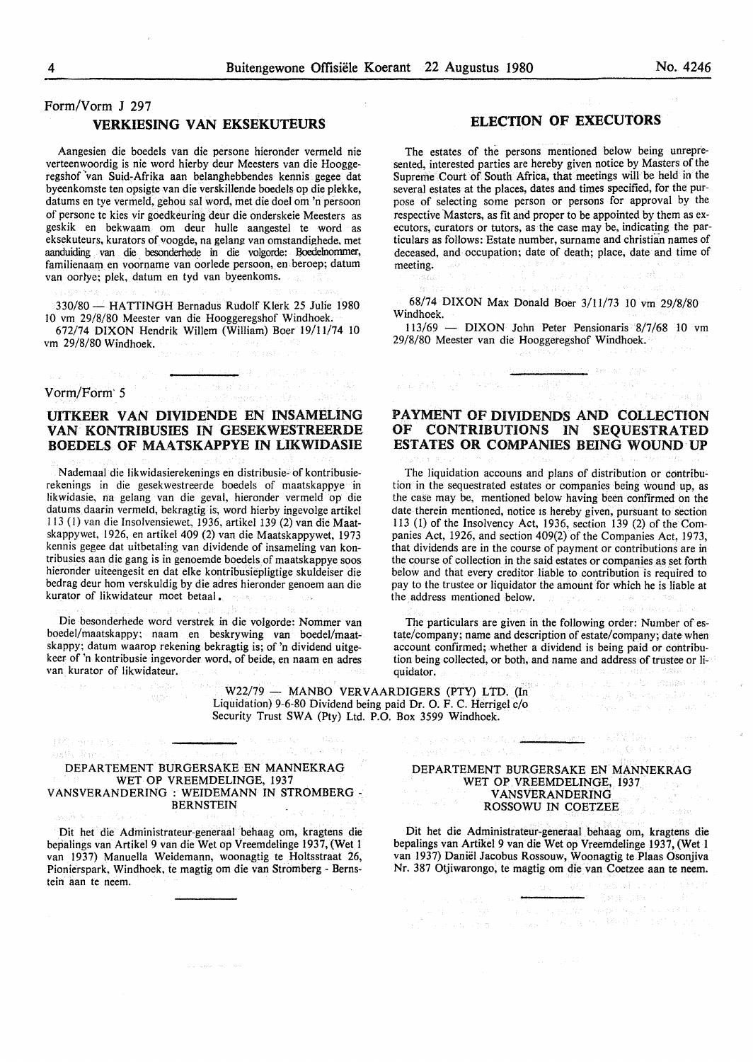Form/Vorm J 297

## VERKIESING VAN EKSEKUTEURS

Aangesien die boedels van die persone hieronder vermeld nie verteenwoordig is nie word hierby deur Meesters van die Hooggeregshof van Suid-Afrika aan belanghebbendes kennis gegee dat byeenkomste ten opsigte van die verskillende boedels op die plekke, datums en tye vermeld, gehou sal word, met die doel om 'n persoon of persone te kies vir goedkeuring deur die onderskeie Meesters as geskik en bekwaam om deur hulle aangestel te word as eksekuteurs, kurators of voogde, na gelang van omstandighede, met aanduiding van die besonderhede in die volgorde: Boedelnommer, familienaam en voorname van oorlede persoon, en beroep; datum van oorlye; plek, datum en tyd van byeenkoms.

330/80 — HATTINGH Bernadus Rudolf Klerk 25 Julie 1980 10 vm 29/8/80 Meester van die Hooggeregshof Windhoek.

672/74 DIXON Hendrik Willem (William) Boer 19/11/74 10 vm 29/8/80 Windhoek.

## ELECTION OF EXECUTORS

The estates of the persons mentioned below being unrepresented, interested parties are hereby given notice by Masters of the Supreme Court of South Africa, that meetings will be held in the several estates at the places, dates and times specified, for the purpose of selecting some person or persons for approval by the respective Masters, as fit and proper to be appointed by them as executors, curators or tutors, as the case may be, indicating the particulars as follows: Estate number, surname and christian names of deceased, and occupation; date of death; place, date and time of meeting.

68/74 DIXON Max Donald Boer 3/11/73 10 vm 29/8/80 Windhoek.

113/69 — DIXON John Peter Pensionaris 8/7/68 10 vm 29/8/80 Meester van die Hooggeregshof Windhoek.

Vorm/Form 5

## UITKEER VAN DIVIDENDE EN INSAMELING VAN KONTRIBUSIES IN GESEKWESTREERDE BOEDELS OF MAATSKAPPYE IN LIKWIDASIE

Nademaal die likwidasierekenings en distribusie- of kontribusierekenings in die gesekwestreerde boedels of maatskappye in likwidasie, na gelang van die geval, hieronder vermeld op die datums daarin vermeld, bekragtig is, word hierby ingevolge artikel 113 (1) van die Insolvensiewet, 1936, artikel 139 (2) van die Maatskappywet, 1926, en artikel 409 (2) van die Maatskappywet, 1973 kennis gegee dat uitbetaling van dividende of insameling van kontribusies aan die gang is in genoemde boedels of maatskappye soos hieronder uiteengesit en dat elke kontribusiepligtige skuldeiser die bedrag deur hom verskuldig by die adres hieronder genoem aan die kurator of likwidateur moet betaal.

Die besonderhede word verstrek in die volgorde: Nommer van boedel/maatskappy; naam en beskrywing van boedel/maatskappy; datum waarop rekening bekragtig is; of 'n dividend uitgekeer of 'n kontribusie ingevorder word, of beide, en naam en adres van kurator of likwidateur.

## PAYMENT OF DIVIDENDS AND COLLECTION OF CONTRIBUTIONS IN SEQUESTRATED ESTATES OR COMPANIES BEING WOUND UP

The liquidation accouns and plans of distribution or contribution in the sequestrated estates or companies being wound up, as the case may be, mentioned below having been confirmed on the date therein mentioned, notice is hereby given, pursuant to section 113 (1) of the Insolvency Act, 1936, section 139 (2) of the Companies Act, 1926, and section 409(2) of the Companies Act, 1973, that dividends are in the course of payment or contributions are in the course of collection in the said estates or companies as set forth below and that every creditor liable to contribution is required to pay to the trustee or liquidator the amount for which he is liable at the address mentioned below.

The particulars are given in the following order: Number of estate/company; name and description of estate/company; date when account confirmed; whether a dividend is being paid or contribution being collected, or both, and name and address of trustee or liquidator.

W22/79 — MANBO VERVAARDIGERS (PTY) LTD. (In Liquidation) 9-6-80 Dividend being paid Dr. O. F. C. Herrigel c/o Security Trust SWA (Pty) Ltd. P.O. Box 3599 Windhoek.

DEPARTEMENT BURGERSAKE EN MANNEKRAG
WET OP VREEMDELINGE, 1937
VANSVERANDERING : WEIDEMANN IN STROMBERG - BERNSTEIN

Dit het die Administrateur-generaal behaag om, kragtens die bepalings van Artikel 9 van die Wet op Vreemdelinge 1937, (Wet 1 van 1937) Manuella Weidemann, woonagtig te Holtsstraat 26, Pionierspark, Windhoek, te magtig om die van Stromberg - Bernstein aan te neem.

DEPARTEMENT BURGERSAKE EN MANNEKRAG
WET OP VREEMDELINGE, 1937
VANSVERANDERING
ROSSOWU IN COETZEE

Dit het die Administrateur-generaal behaag om, kragtens die bepalings van Artikel 9 van die Wet op Vreemdelinge 1937, (Wet 1 van 1937) Daniël Jacobus Rossouw, Woonagtig te Plaas Osonjiva Nr. 387 Otjiwarongo, te magtig om die van Coetzee aan te neem.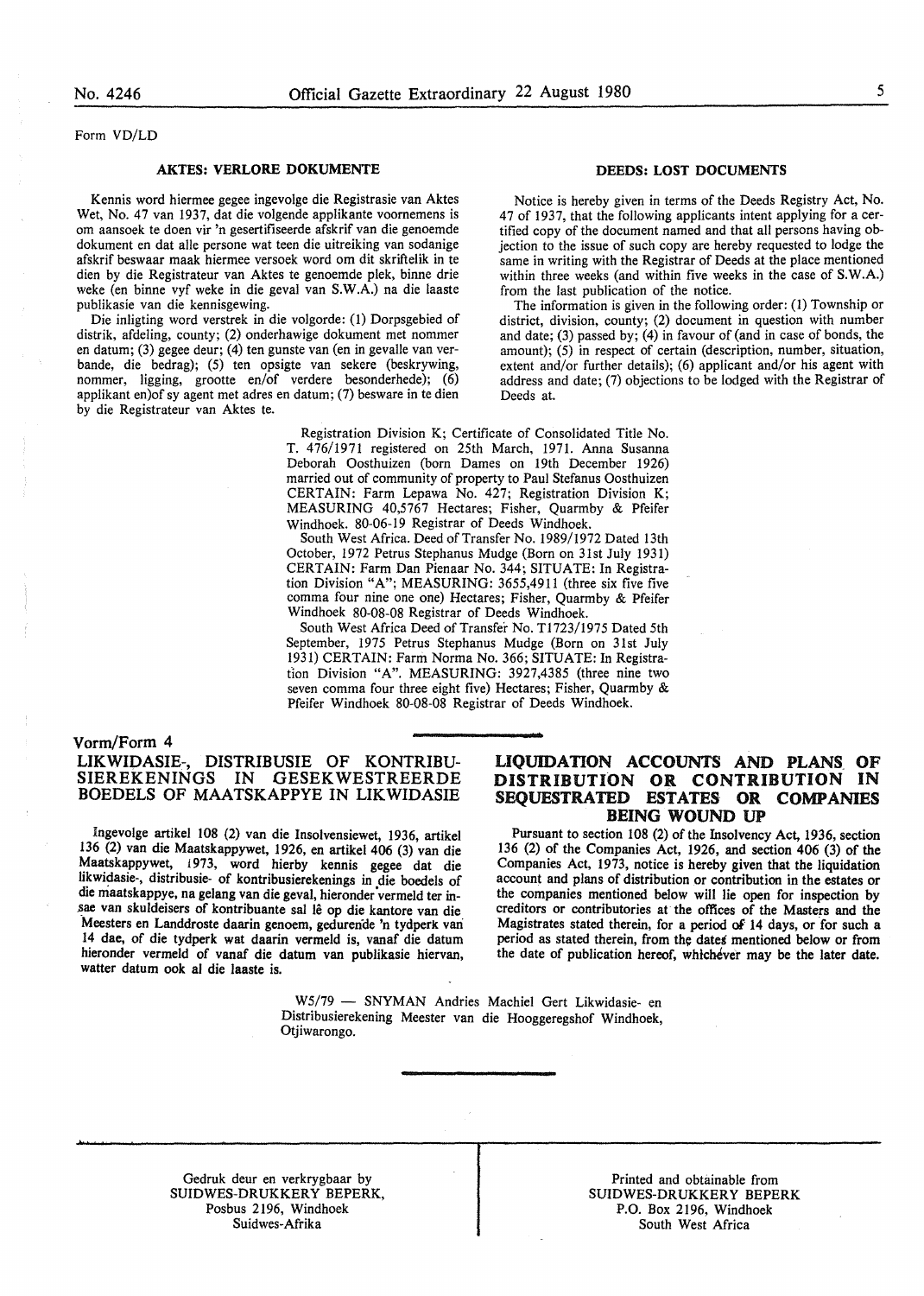Form VD/LD

## AKTES: VERLORE DOKUMENTE

Kennis word hiermee gegee ingevolge die Registrasie van Aktes Wet, No. 47 van 1937, dat die volgende applikante voornemens is om aansoek te doen vir 'n gesertifiseerde afskrif van die genoemde dokument en dat alle persone wat teen die uitreiking van sodanige afskrif beswaar maak hiermee versoek word om dit skriftelik in te dien by die Registrateur van Aktes te genoemde plek, binne drie weke (en binne vyf weke in die geval van S.W.A.) na die laaste publikasie van die kennisgewing.

Die inligting word verstrek in die volgorde: (1) Dorpsgebied of distrik, afdeling, county; (2) onderhawige dokument met nommer en datum; (3) gegee deur; (4) ten gunste van (en in gevalle van verbande, die bedrag); (5) ten opsigte van sekere (beskrywing, nommer, ligging, grootte en/of verdere besonderhede); (6) applikant en)of sy agent met adres en datum; (7) besware in te dien by die Registrateur van Aktes te.

## DEEDS: LOST DOCUMENTS

Notice is hereby given in terms of the Deeds Registry Act, No. 47 of 1937, that the following applicants intent applying for a certified copy of the document named and that all persons having objection to the issue of such copy are hereby requested to lodge the same in writing with the Registrar of Deeds at the place mentioned within three weeks (and within five weeks in the case of S.W.A.) from the last publication of the notice.

The information is given in the following order: (1) Township or district, division, county; (2) document in question with number and date; (3) passed by; (4) in favour of (and in case of bonds, the amount); (5) in respect of certain (description, number, situation, extent and/or further details); (6) applicant and/or his agent with address and date; (7) objections to be lodged with the Registrar of Deeds at.

Registration Division K; Certificate of Consolidated Title No. T. 476/1971 registered on 25th March, 1971. Anna Susanna Deborah Oosthuizen (born Dames on 19th December 1926) married out of community of property to Paul Stefanus Oosthuizen CERTAIN: Farm Lepawa No. 427; Registration Division K; MEASURING 40,5767 Hectares; Fisher, Quarmby & Pfeifer Windhoek. 80-06-19 Registrar of Deeds Windhoek.

South West Africa. Deed of Transfer No. 1989/1972 Dated 13th October, 1972 Petrus Stephanus Mudge (Born on 31st July 1931) CERTAIN: Farm Dan Pienaar No. 344; SITUATE: In Registration Division "A"; MEASURING: 3655,4911 (three six five five comma four nine one one) Hectares; Fisher, Quarmby & Pfeifer Windhoek 80-08-08 Registrar of Deeds Windhoek.

South West Africa Deed of Transfer No. T1723/1975 Dated 5th September, 1975 Petrus Stephanus Mudge (Born on 31st July 1931) CERTAIN: Farm Norma No. 366; SITUATE: In Registration Division "A". MEASURING: 3927,4385 (three nine two seven comma four three eight five) Hectares; Fisher, Quarmby & Pfeifer Windhoek 80-08-08 Registrar of Deeds Windhoek.

---

Vorm/Form 4

## LIKWIDASIE-, DISTRIBUSIE OF KONTRIBUSIEREKENINGS IN GESEKWESTREERDE BOEDELS OF MAATSKAPPYE IN LIKWIDASIE

Ingevolge artikel 108 (2) van die Insolvensiewet, 1936, artikel 136 (2) van die Maatskappywet, 1926, en artikel 406 (3) van die Maatskappywet, 1973, word hierby kennis gegee dat die likwidasie-, distribusie- of kontribusierekenings in die boedels of die maatskappye, na gelang van die geval, hieronder vermeld ter insae van skuldeisers of kontribuante sal lê op die kantore van die Meesters en Landdroste daarin genoem, gedurende 'n tydperk van 14 dae, of die tydperk wat daarin vermeld is, vanaf die datum hieronder vermeld of vanaf die datum van publikasie hiervan, watter datum ook al die laaste is.

## LIQUIDATION ACCOUNTS AND PLANS OF DISTRIBUTION OR CONTRIBUTION IN SEQUESTRATED ESTATES OR COMPANIES BEING WOUND UP

Pursuant to section 108 (2) of the Insolvency Act, 1936, section 136 (2) of the Companies Act, 1926, and section 406 (3) of the Companies Act, 1973, notice is hereby given that the liquidation account and plans of distribution or contribution in the estates or the companies mentioned below will lie open for inspection by creditors or contributories at the offices of the Masters and the Magistrates stated therein, for a period of 14 days, or for such a period as stated therein, from the dates mentioned below or from the date of publication hereof, whichever may be the later date.

W5/79 — SNYMAN Andries Machiel Gert Likwidasie- en Distribusierekening Meester van die Hooggeregshof Windhoek, Otjiwarongo.

---

Gedruk deur en verkrygbaar by SUIDWES-DRUKKERY BEPERK, Posbus 2196, Windhoek Suidwes-Afrika

Printed and obtainable from SUIDWES-DRUKKERY BEPERK P.O. Box 2196, Windhoek South West Africa